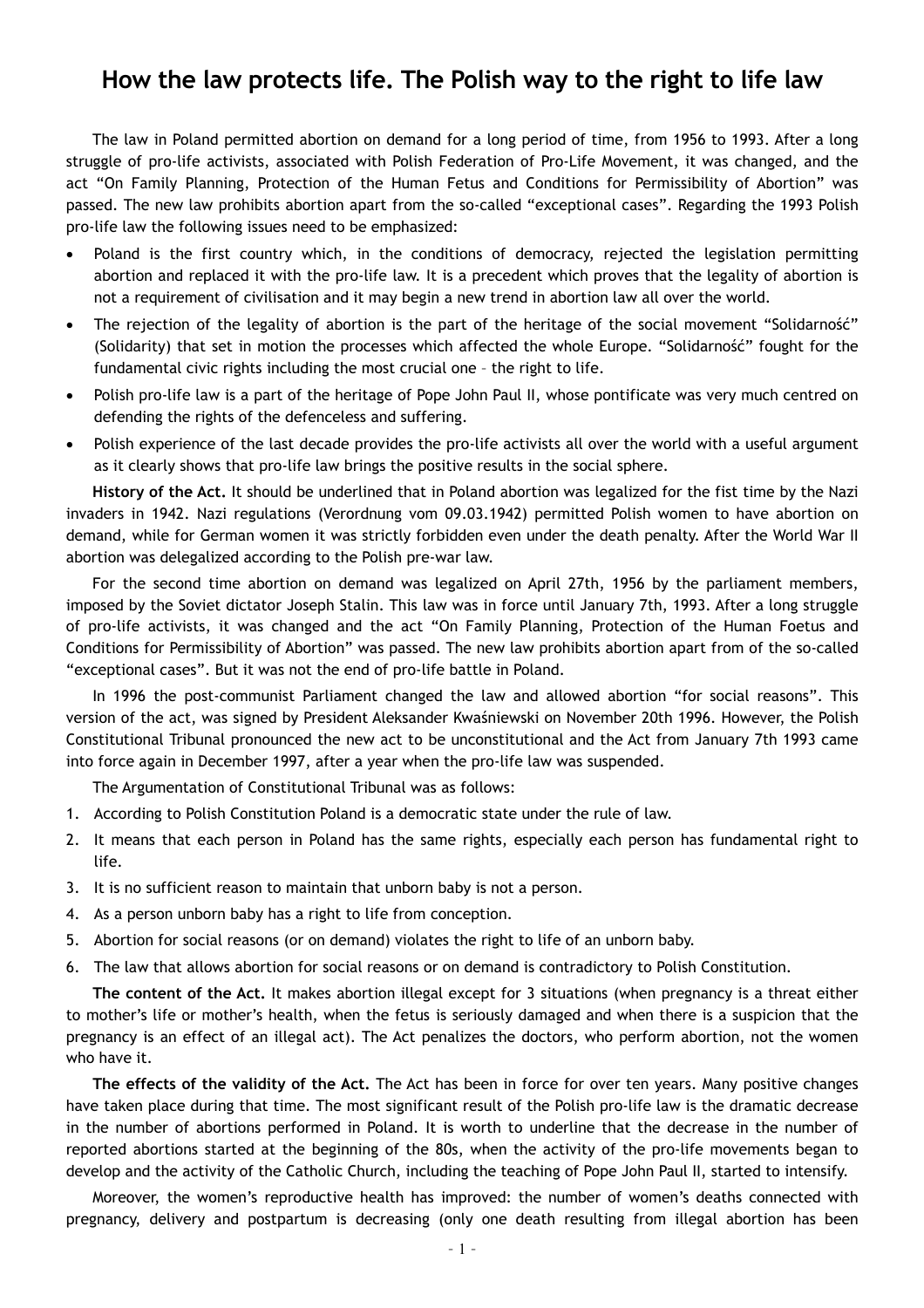# How the law protects life. The Polish way to the right to life law

The law in Poland permitted abortion on demand for a long period of time, from 1956 to 1993. After a long struggle of pro-life activists, associated with Polish Federation of Pro-Life Movement, it was changed, and the act "On Family Planning, Protection of the Human Fetus and Conditions for Permissibility of Abortion" was passed. The new law prohibits abortion apart from the so-called "exceptional cases". Regarding the 1993 Polish pro-life law the following issues need to be emphasized:

- Poland is the first country which, in the conditions of democracy, rejected the legislation permitting abortion and replaced it with the pro-life law. It is a precedent which proves that the legality of abortion is not a requirement of civilisation and it may begin a new trend in abortion law all over the world.
- The rejection of the legality of abortion is the part of the heritage of the social movement "Solidarność" (Solidarity) that set in motion the processes which affected the whole Europe. "Solidarność" fought for the fundamental civic rights including the most crucial one – the right to life.
- Polish pro-life law is a part of the heritage of Pope John Paul II, whose pontificate was very much centred on defending the rights of the defenceless and suffering.
- Polish experience of the last decade provides the pro-life activists all over the world with a useful argument as it clearly shows that pro-life law brings the positive results in the social sphere.

**History of the Act.** It should be underlined that in Poland abortion was legalized for the fist time by the Nazi invaders in 1942. Nazi regulations (Verordnung vom 09.03.1942) permitted Polish women to have abortion on demand, while for German women it was strictly forbidden even under the death penalty. After the World War II abortion was delegalized according to the Polish pre-war law.

For the second time abortion on demand was legalized on April 27th, 1956 by the parliament members, imposed by the Soviet dictator Joseph Stalin. This law was in force until January 7th, 1993. After a long struggle of pro-life activists, it was changed and the act "On Family Planning, Protection of the Human Foetus and Conditions for Permissibility of Abortion" was passed. The new law prohibits abortion apart from of the so-called "exceptional cases". But it was not the end of pro-life battle in Poland.

In 1996 the post-communist Parliament changed the law and allowed abortion "for social reasons". This version of the act, was signed by President Aleksander Kwaśniewski on November 20th 1996. However, the Polish Constitutional Tribunal pronounced the new act to be unconstitutional and the Act from January 7th 1993 came into force again in December 1997, after a year when the pro-life law was suspended.

The Argumentation of Constitutional Tribunal was as follows:

1. According to Polish Constitution Poland is a democratic state under the rule of law.
2. It means that each person in Poland has the same rights, especially each person has fundamental right to life.
3. It is no sufficient reason to maintain that unborn baby is not a person.
4. As a person unborn baby has a right to life from conception.
5. Abortion for social reasons (or on demand) violates the right to life of an unborn baby.
6. The law that allows abortion for social reasons or on demand is contradictory to Polish Constitution.

**The content of the Act.** It makes abortion illegal except for 3 situations (when pregnancy is a threat either to mother's life or mother's health, when the fetus is seriously damaged and when there is a suspicion that the pregnancy is an effect of an illegal act). The Act penalizes the doctors, who perform abortion, not the women who have it.

**The effects of the validity of the Act.** The Act has been in force for over ten years. Many positive changes have taken place during that time. The most significant result of the Polish pro-life law is the dramatic decrease in the number of abortions performed in Poland. It is worth to underline that the decrease in the number of reported abortions started at the beginning of the 80s, when the activity of the pro-life movements began to develop and the activity of the Catholic Church, including the teaching of Pope John Paul II, started to intensify.

Moreover, the women's reproductive health has improved: the number of women's deaths connected with pregnancy, delivery and postpartum is decreasing (only one death resulting from illegal abortion has been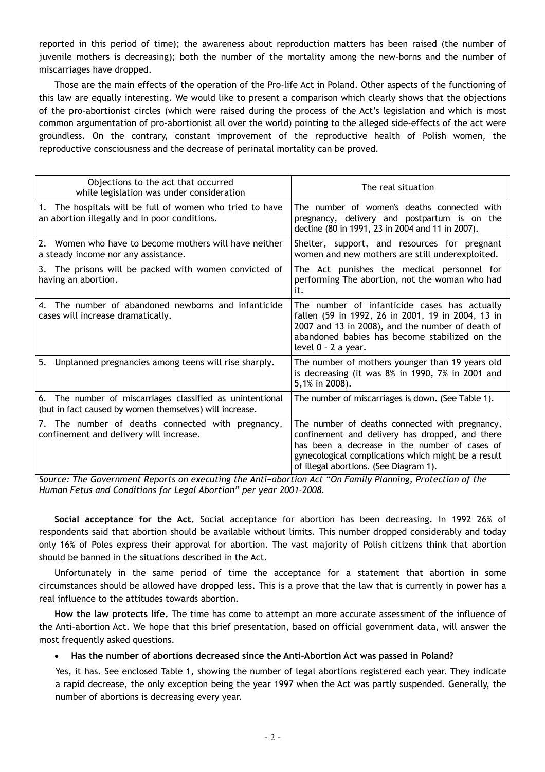reported in this period of time); the awareness about reproduction matters has been raised (the number of juvenile mothers is decreasing); both the number of the mortality among the new-borns and the number of miscarriages have dropped.

Those are the main effects of the operation of the Pro-life Act in Poland. Other aspects of the functioning of this law are equally interesting. We would like to present a comparison which clearly shows that the objections of the pro-abortionist circles (which were raised during the process of the Act's legislation and which is most common argumentation of pro-abortionist all over the world) pointing to the alleged side-effects of the act were groundless. On the contrary, constant improvement of the reproductive health of Polish women, the reproductive consciousness and the decrease of perinatal mortality can be proved.

| Objections to the act that occurred while legislation was under consideration | The real situation |
|---|---|
| 1. The hospitals will be full of women who tried to have an abortion illegally and in poor conditions. | The number of women's deaths connected with pregnancy, delivery and postpartum is on the decline (80 in 1991, 23 in 2004 and 11 in 2007). |
| 2. Women who have to become mothers will have neither a steady income nor any assistance. | Shelter, support, and resources for pregnant women and new mothers are still underexploited. |
| 3. The prisons will be packed with women convicted of having an abortion. | The Act punishes the medical personnel for performing The abortion, not the woman who had it. |
| 4. The number of abandoned newborns and infanticide cases will increase dramatically. | The number of infanticide cases has actually fallen (59 in 1992, 26 in 2001, 19 in 2004, 13 in 2007 and 13 in 2008), and the number of death of abandoned babies has become stabilized on the level 0 – 2 a year. |
| 5. Unplanned pregnancies among teens will rise sharply. | The number of mothers younger than 19 years old is decreasing (it was 8% in 1990, 7% in 2001 and 5,1% in 2008). |
| 6. The number of miscarriages classified as unintentional (but in fact caused by women themselves) will increase. | The number of miscarriages is down. (See Table 1). |
| 7. The number of deaths connected with pregnancy, confinement and delivery will increase. | The number of deaths connected with pregnancy, confinement and delivery has dropped, and there has been a decrease in the number of cases of gynecological complications which might be a result of illegal abortions. (See Diagram 1). |

*Source: The Government Reports on executing the Anti–abortion Act "On Family Planning, Protection of the Human Fetus and Conditions for Legal Abortion" per year 2001-2008.*

**Social acceptance for the Act.** Social acceptance for abortion has been decreasing. In 1992 26% of respondents said that abortion should be available without limits. This number dropped considerably and today only 16% of Poles express their approval for abortion. The vast majority of Polish citizens think that abortion should be banned in the situations described in the Act.

Unfortunately in the same period of time the acceptance for a statement that abortion in some circumstances should be allowed have dropped less. This is a prove that the law that is currently in power has a real influence to the attitudes towards abortion.

**How the law protects life.** The time has come to attempt an more accurate assessment of the influence of the Anti-abortion Act. We hope that this brief presentation, based on official government data, will answer the most frequently asked questions.

- **Has the number of abortions decreased since the Anti-Abortion Act was passed in Poland?**

  Yes, it has. See enclosed Table 1, showing the number of legal abortions registered each year. They indicate a rapid decrease, the only exception being the year 1997 when the Act was partly suspended. Generally, the number of abortions is decreasing every year.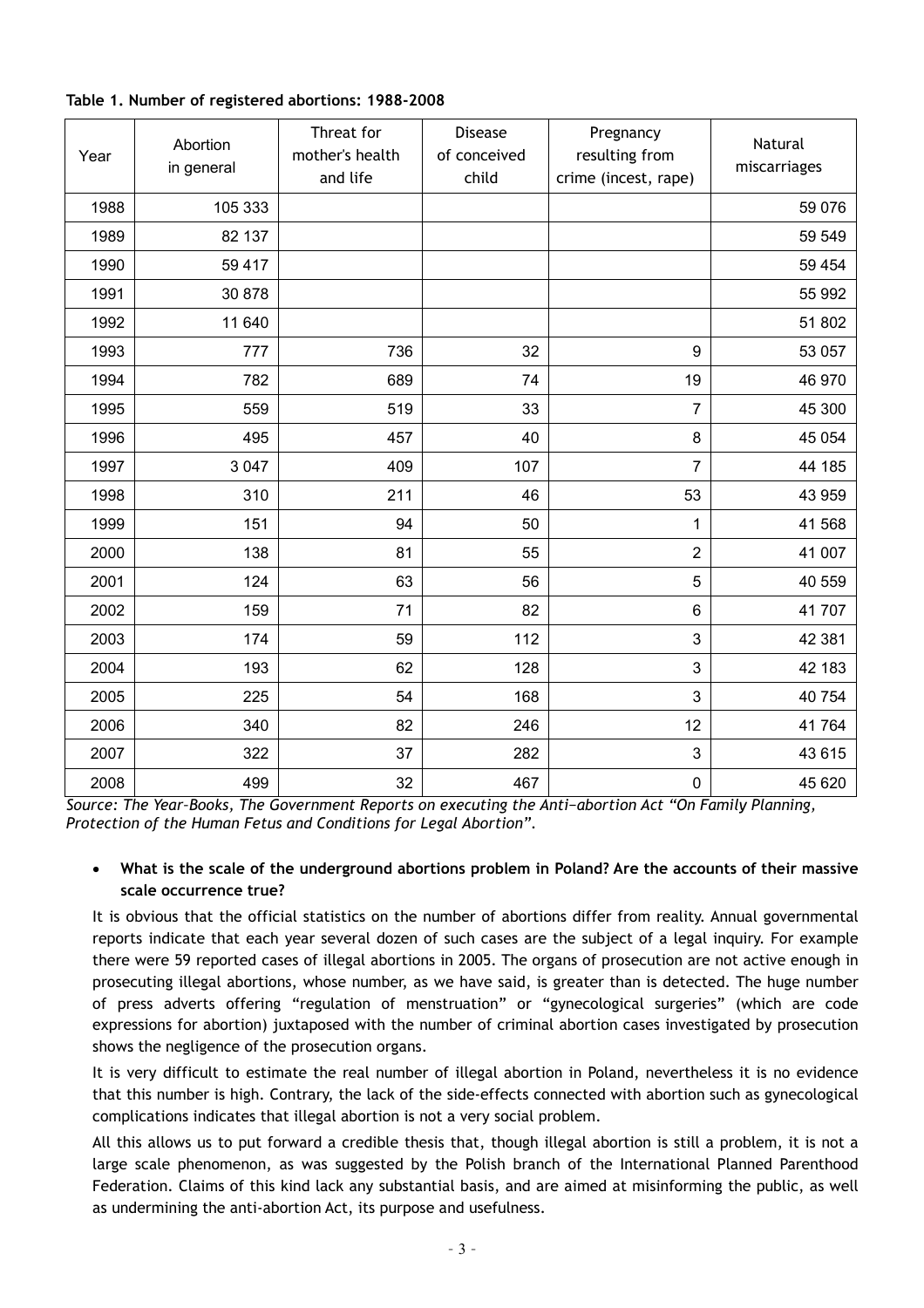**Table 1. Number of registered abortions: 1988-2008**

| Year | Abortion in general | Threat for mother's health and life | Disease of conceived child | Pregnancy resulting from crime (incest, rape) | Natural miscarriages |
|---|---|---|---|---|---|
| 1988 | 105 333 | | | | 59 076 |
| 1989 | 82 137 | | | | 59 549 |
| 1990 | 59 417 | | | | 59 454 |
| 1991 | 30 878 | | | | 55 992 |
| 1992 | 11 640 | | | | 51 802 |
| 1993 | 777 | 736 | 32 | 9 | 53 057 |
| 1994 | 782 | 689 | 74 | 19 | 46 970 |
| 1995 | 559 | 519 | 33 | 7 | 45 300 |
| 1996 | 495 | 457 | 40 | 8 | 45 054 |
| 1997 | 3 047 | 409 | 107 | 7 | 44 185 |
| 1998 | 310 | 211 | 46 | 53 | 43 959 |
| 1999 | 151 | 94 | 50 | 1 | 41 568 |
| 2000 | 138 | 81 | 55 | 2 | 41 007 |
| 2001 | 124 | 63 | 56 | 5 | 40 559 |
| 2002 | 159 | 71 | 82 | 6 | 41 707 |
| 2003 | 174 | 59 | 112 | 3 | 42 381 |
| 2004 | 193 | 62 | 128 | 3 | 42 183 |
| 2005 | 225 | 54 | 168 | 3 | 40 754 |
| 2006 | 340 | 82 | 246 | 12 | 41 764 |
| 2007 | 322 | 37 | 282 | 3 | 43 615 |
| 2008 | 499 | 32 | 467 | 0 | 45 620 |

*Source: The Year-Books, The Government Reports on executing the Anti–abortion Act "On Family Planning, Protection of the Human Fetus and Conditions for Legal Abortion".*

- **What is the scale of the underground abortions problem in Poland? Are the accounts of their massive scale occurrence true?**

It is obvious that the official statistics on the number of abortions differ from reality. Annual governmental reports indicate that each year several dozen of such cases are the subject of a legal inquiry. For example there were 59 reported cases of illegal abortions in 2005. The organs of prosecution are not active enough in prosecuting illegal abortions, whose number, as we have said, is greater than is detected. The huge number of press adverts offering "regulation of menstruation" or "gynecological surgeries" (which are code expressions for abortion) juxtaposed with the number of criminal abortion cases investigated by prosecution shows the negligence of the prosecution organs.

It is very difficult to estimate the real number of illegal abortion in Poland, nevertheless it is no evidence that this number is high. Contrary, the lack of the side-effects connected with abortion such as gynecological complications indicates that illegal abortion is not a very social problem.

All this allows us to put forward a credible thesis that, though illegal abortion is still a problem, it is not a large scale phenomenon, as was suggested by the Polish branch of the International Planned Parenthood Federation. Claims of this kind lack any substantial basis, and are aimed at misinforming the public, as well as undermining the anti-abortion Act, its purpose and usefulness.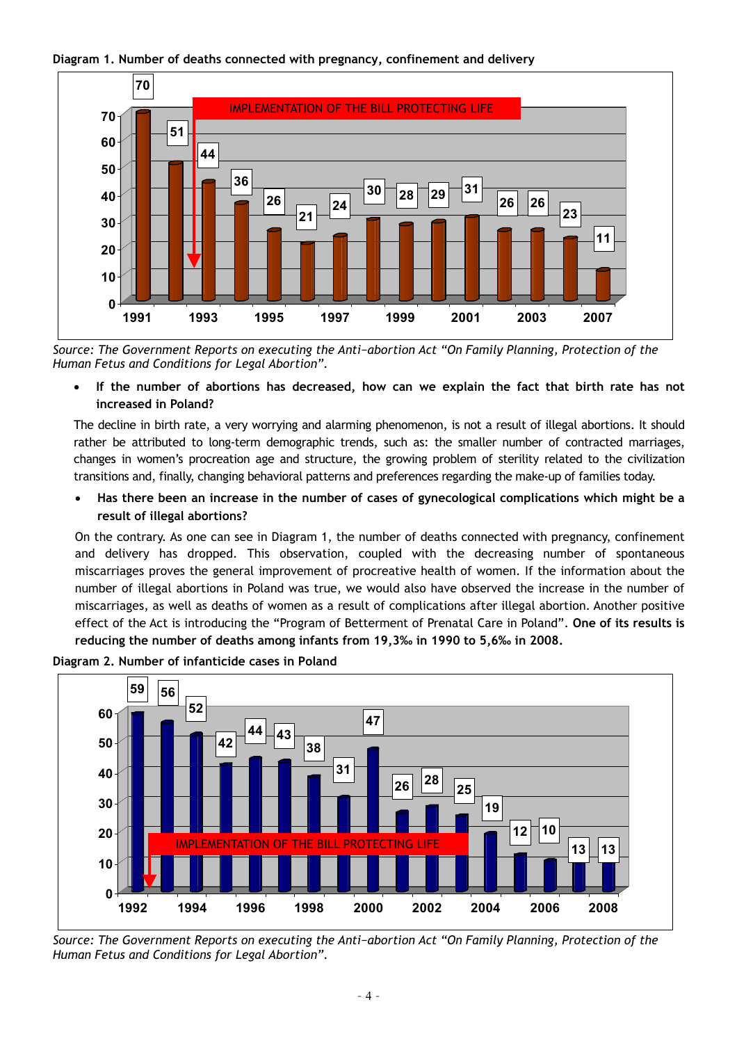**Diagram 1. Number of deaths connected with pregnancy, confinement and delivery**

IMPLEMENTATION OF THE BILL PROTECTING LIFE

70 51 44 36 26 21 24 30 28 29 31 26 26 23 11

0 10 20 30 40 50 60 70

1991 1993 1995 1997 1999 2001 2003 2007

*Source: The Government Reports on executing the Anti–abortion Act "On Family Planning, Protection of the Human Fetus and Conditions for Legal Abortion".*

- **If the number of abortions has decreased, how can we explain the fact that birth rate has not increased in Poland?**

The decline in birth rate, a very worrying and alarming phenomenon, is not a result of illegal abortions. It should rather be attributed to long-term demographic trends, such as: the smaller number of contracted marriages, changes in women's procreation age and structure, the growing problem of sterility related to the civilization transitions and, finally, changing behavioral patterns and preferences regarding the make-up of families today.

- **Has there been an increase in the number of cases of gynecological complications which might be a result of illegal abortions?**

On the contrary. As one can see in Diagram 1, the number of deaths connected with pregnancy, confinement and delivery has dropped. This observation, coupled with the decreasing number of spontaneous miscarriages proves the general improvement of procreative health of women. If the information about the number of illegal abortions in Poland was true, we would also have observed the increase in the number of miscarriages, as well as deaths of women as a result of complications after illegal abortion. Another positive effect of the Act is introducing the "Program of Betterment of Prenatal Care in Poland". **One of its results is reducing the number of deaths among infants from 19,3‰ in 1990 to 5,6‰ in 2008.**

**Diagram 2. Number of infanticide cases in Poland**

IMPLEMENTATION OF THE BILL PROTECTING LIFE

59 56 52 42 44 43 38 31 47 26 28 25 19 12 10 13 13

0 10 20 30 40 50 60

1992 1994 1996 1998 2000 2002 2004 2006 2008

*Source: The Government Reports on executing the Anti–abortion Act "On Family Planning, Protection of the Human Fetus and Conditions for Legal Abortion".*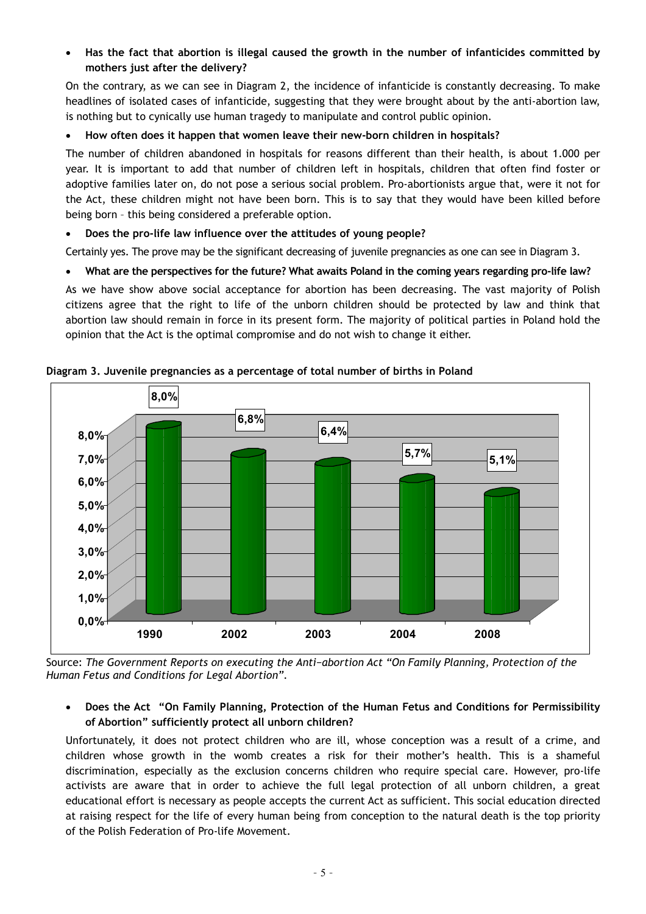- **Has the fact that abortion is illegal caused the growth in the number of infanticides committed by mothers just after the delivery?**

On the contrary, as we can see in Diagram 2, the incidence of infanticide is constantly decreasing. To make headlines of isolated cases of infanticide, suggesting that they were brought about by the anti-abortion law, is nothing but to cynically use human tragedy to manipulate and control public opinion.

- **How often does it happen that women leave their new-born children in hospitals?**

The number of children abandoned in hospitals for reasons different than their health, is about 1.000 per year. It is important to add that number of children left in hospitals, children that often find foster or adoptive families later on, do not pose a serious social problem. Pro-abortionists argue that, were it not for the Act, these children might not have been born. This is to say that they would have been killed before being born – this being considered a preferable option.

- **Does the pro-life law influence over the attitudes of young people?**

Certainly yes. The prove may be the significant decreasing of juvenile pregnancies as one can see in Diagram 3.

- **What are the perspectives for the future? What awaits Poland in the coming years regarding pro-life law?**

As we have show above social acceptance for abortion has been decreasing. The vast majority of Polish citizens agree that the right to life of the unborn children should be protected by law and think that abortion law should remain in force in its present form. The majority of political parties in Poland hold the opinion that the Act is the optimal compromise and do not wish to change it either.

**Diagram 3. Juvenile pregnancies as a percentage of total number of births in Poland**

8,0%
6,8%
6,4%
5,7%
5,1%

8,0%
7,0%
6,0%
5,0%
4,0%
3,0%
2,0%
1,0%
0,0%

1990
2002
2003
2004
2008

Source: *The Government Reports on executing the Anti–abortion Act "On Family Planning, Protection of the Human Fetus and Conditions for Legal Abortion".*

- **Does the Act "On Family Planning, Protection of the Human Fetus and Conditions for Permissibility of Abortion" sufficiently protect all unborn children?**

Unfortunately, it does not protect children who are ill, whose conception was a result of a crime, and children whose growth in the womb creates a risk for their mother's health. This is a shameful discrimination, especially as the exclusion concerns children who require special care. However, pro-life activists are aware that in order to achieve the full legal protection of all unborn children, a great educational effort is necessary as people accepts the current Act as sufficient. This social education directed at raising respect for the life of every human being from conception to the natural death is the top priority of the Polish Federation of Pro-life Movement.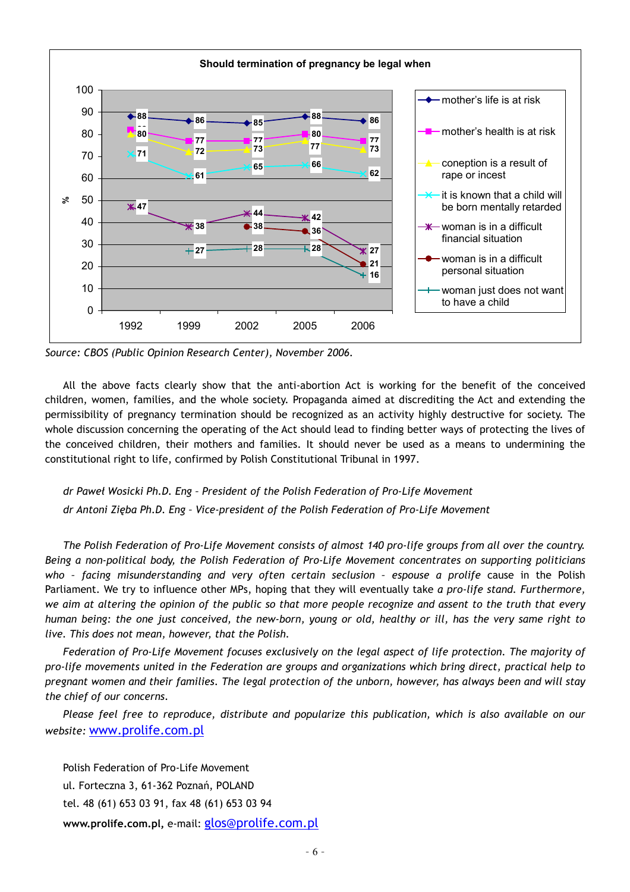**Should termination of pregnancy be legal when**

100
90
80
70
60
50
40
30
20
10
0

%

1992
1999
2002
2005
2006

88
86
85
88
86

80
77
77
80
77

72
73
77
73

71
61
65
66
62

47
38
44
42
27

38
36
21

27
28
28
16

mother's life is at risk

mother's health is at risk

coneption is a result of rape or incest

it is known that a child will be born mentally retarded

woman is in a difficult financial situation

woman is in a difficult personal situation

woman just does not want to have a child

*Source: CBOS (Public Opinion Research Center), November 2006.*

All the above facts clearly show that the anti-abortion Act is working for the benefit of the conceived children, women, families, and the whole society. Propaganda aimed at discrediting the Act and extending the permissibility of pregnancy termination should be recognized as an activity highly destructive for society. The whole discussion concerning the operating of the Act should lead to finding better ways of protecting the lives of the conceived children, their mothers and families. It should never be used as a means to undermining the constitutional right to life, confirmed by Polish Constitutional Tribunal in 1997.

*dr Paweł Wosicki Ph.D. Eng – President of the Polish Federation of Pro-Life Movement*

*dr Antoni Zięba Ph.D. Eng – Vice-president of the Polish Federation of Pro-Life Movement*

*The Polish Federation of Pro-Life Movement consists of almost 140 pro-life groups from all over the country. Being a non-political body, the Polish Federation of Pro-Life Movement concentrates on supporting politicians who – facing misunderstanding and very often certain seclusion – espouse a prolife* cause in the Polish Parliament. We try to influence other MPs, hoping that they will eventually take *a pro-life stand. Furthermore, we aim at altering the opinion of the public so that more people recognize and assent to the truth that every human being: the one just conceived, the new-born, young or old, healthy or ill, has the very same right to live. This does not mean, however, that the Polish.*

*Federation of Pro-Life Movement focuses exclusively on the legal aspect of life protection. The majority of pro-life movements united in the Federation are groups and organizations which bring direct, practical help to pregnant women and their families. The legal protection of the unborn, however, has always been and will stay the chief of our concerns.*

*Please feel free to reproduce, distribute and popularize this publication, which is also available on our website:* www.prolife.com.pl

Polish Federation of Pro-Life Movement
ul. Forteczna 3, 61-362 Poznań, POLAND
tel. 48 (61) 653 03 91, fax 48 (61) 653 03 94
**www.prolife.com.pl,** e-mail: glos@prolife.com.pl